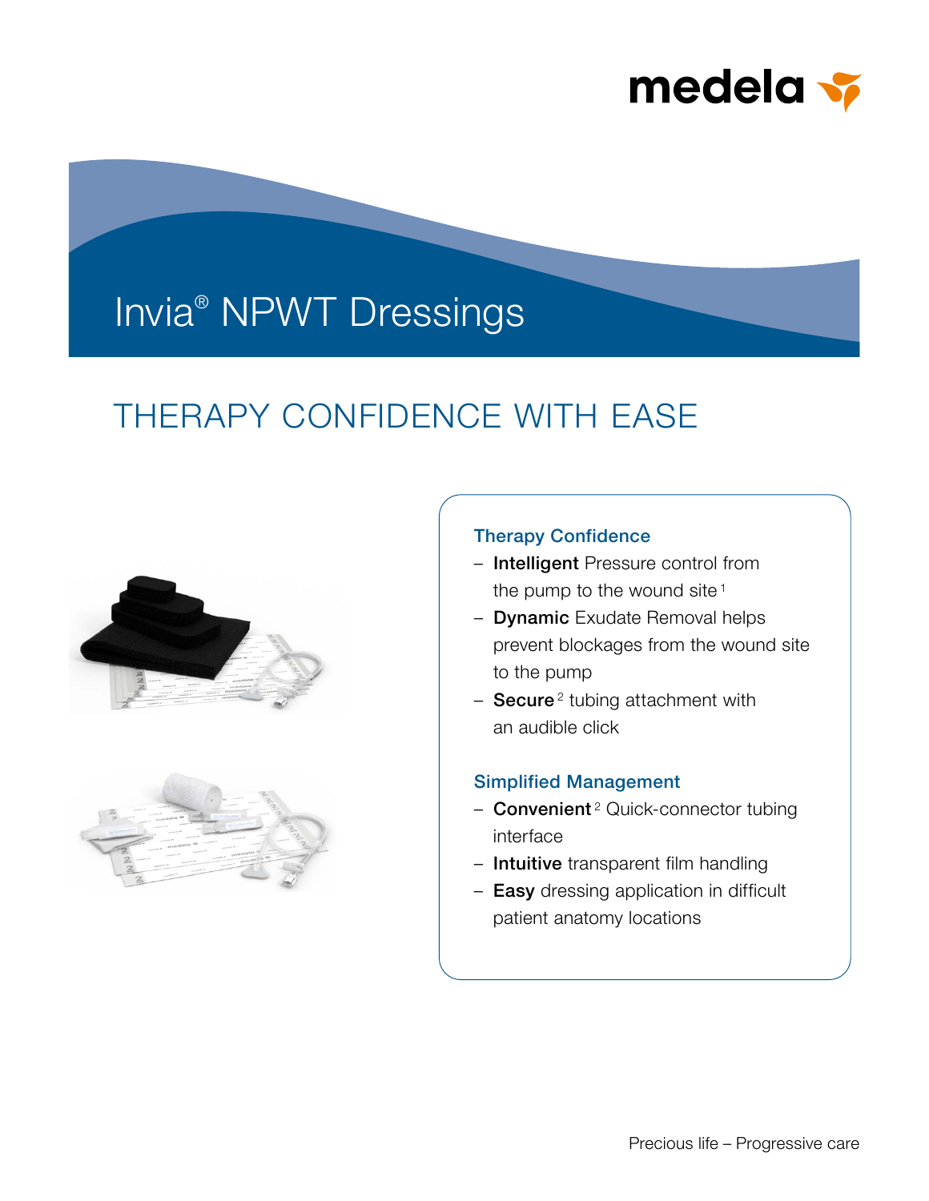medela

# Invia® NPWT Dressings

## THERAPY CONFIDENCE WITH EASE

### Therapy Confidence

- **Intelligent** Pressure control from the pump to the wound site [1]
- **Dynamic** Exudate Removal helps prevent blockages from the wound site to the pump
- **Secure** [2] tubing attachment with an audible click

### Simplified Management

- **Convenient** [2] Quick-connector tubing interface
- **Intuitive** transparent film handling
- **Easy** dressing application in difficult patient anatomy locations

Precious life – Progressive care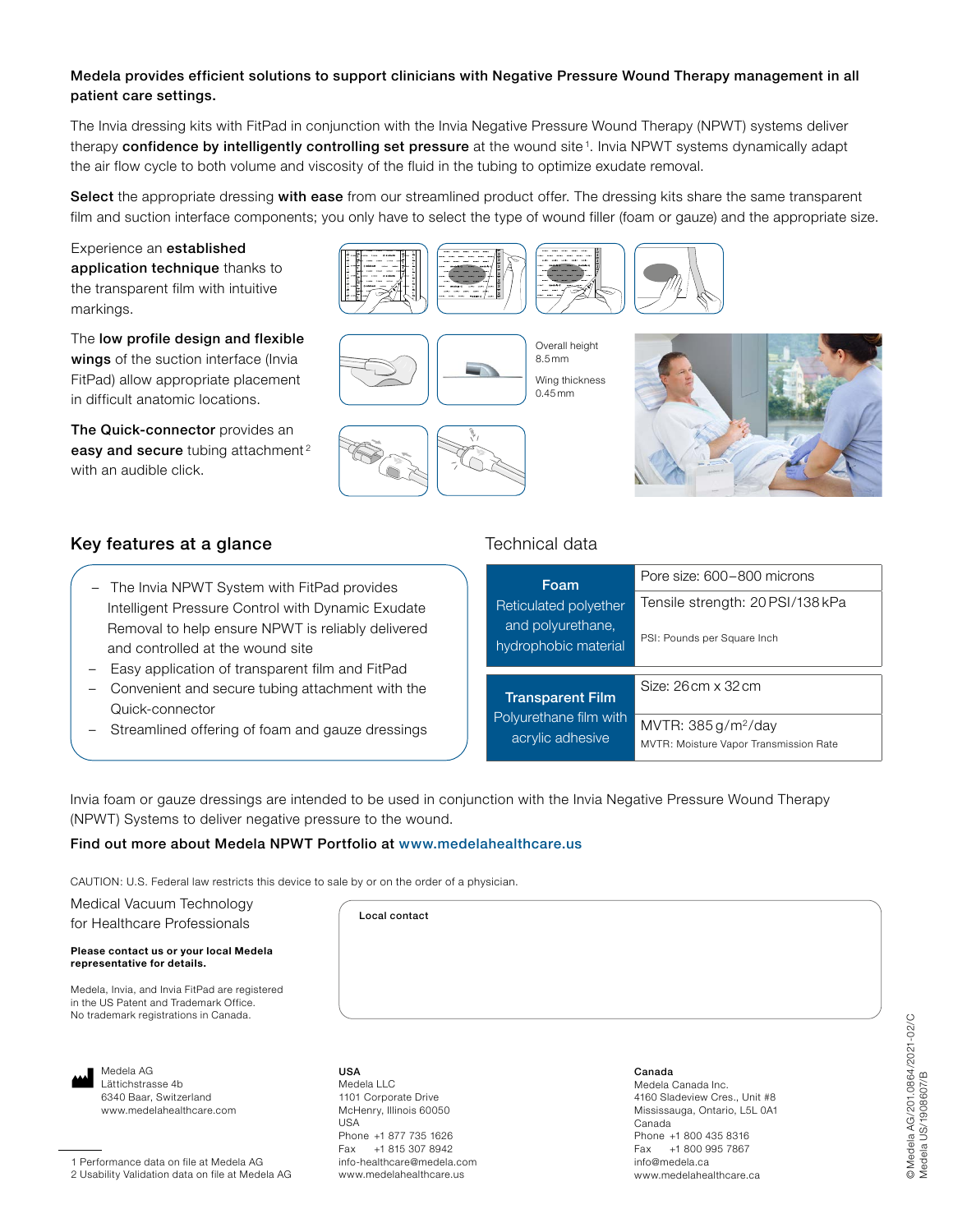**Medela provides efficient solutions to support clinicians with Negative Pressure Wound Therapy management in all patient care settings.**

The Invia dressing kits with FitPad in conjunction with the Invia Negative Pressure Wound Therapy (NPWT) systems deliver therapy **confidence by intelligently controlling set pressure** at the wound site[1]. Invia NPWT systems dynamically adapt the air flow cycle to both volume and viscosity of the fluid in the tubing to optimize exudate removal.

**Select** the appropriate dressing **with ease** from our streamlined product offer. The dressing kits share the same transparent film and suction interface components; you only have to select the type of wound filler (foam or gauze) and the appropriate size.

Experience an **established application technique** thanks to the transparent film with intuitive markings.

The **low profile design and flexible wings** of the suction interface (Invia FitPad) allow appropriate placement in difficult anatomic locations.

Overall height
8.5 mm

Wing thickness
0.45 mm

**The Quick-connector** provides an **easy and secure** tubing attachment[2] with an audible click.

## Key features at a glance

- The Invia NPWT System with FitPad provides Intelligent Pressure Control with Dynamic Exudate Removal to help ensure NPWT is reliably delivered and controlled at the wound site
- Easy application of transparent film and FitPad
- Convenient and secure tubing attachment with the Quick-connector
- Streamlined offering of foam and gauze dressings

## Technical data

| | |
|---|---|
| **Foam** Reticulated polyether and polyurethane, hydrophobic material | Pore size: 600–800 microns |
| | Tensile strength: 20 PSI/138 kPa<br>PSI: Pounds per Square Inch |
| **Transparent Film** Polyurethane film with acrylic adhesive | Size: 26 cm x 32 cm |
| | MVTR: 385 $g/m^2$/day<br>MVTR: Moisture Vapor Transmission Rate |

Invia foam or gauze dressings are intended to be used in conjunction with the Invia Negative Pressure Wound Therapy (NPWT) Systems to deliver negative pressure to the wound.

**Find out more about Medela NPWT Portfolio at www.medelahealthcare.us**

CAUTION: U.S. Federal law restricts this device to sale by or on the order of a physician.

Medical Vacuum Technology
for Healthcare Professionals

**Please contact us or your local Medela representative for details.**

Medela, Invia, and Invia FitPad are registered in the US Patent and Trademark Office.
No trademark registrations in Canada.

**Local contact**

Medela AG
Lättichstrasse 4b
6340 Baar, Switzerland
www.medelahealthcare.com

**USA**
Medela LLC
1101 Corporate Drive
McHenry, Illinois 60050
USA
Phone +1 877 735 1626
Fax +1 815 307 8942
info-healthcare@medela.com
www.medelahealthcare.us

**Canada**
Medela Canada Inc.
4160 Sladeview Cres., Unit #8
Mississauga, Ontario, L5L 0A1
Canada
Phone +1 800 435 8316
Fax +1 800 995 7867
info@medela.ca
www.medelahealthcare.ca

1 Performance data on file at Medela AG
2 Usability Validation data on file at Medela AG

©Medela AG/201.0864/2021-02/C
Medela US/1908607/B